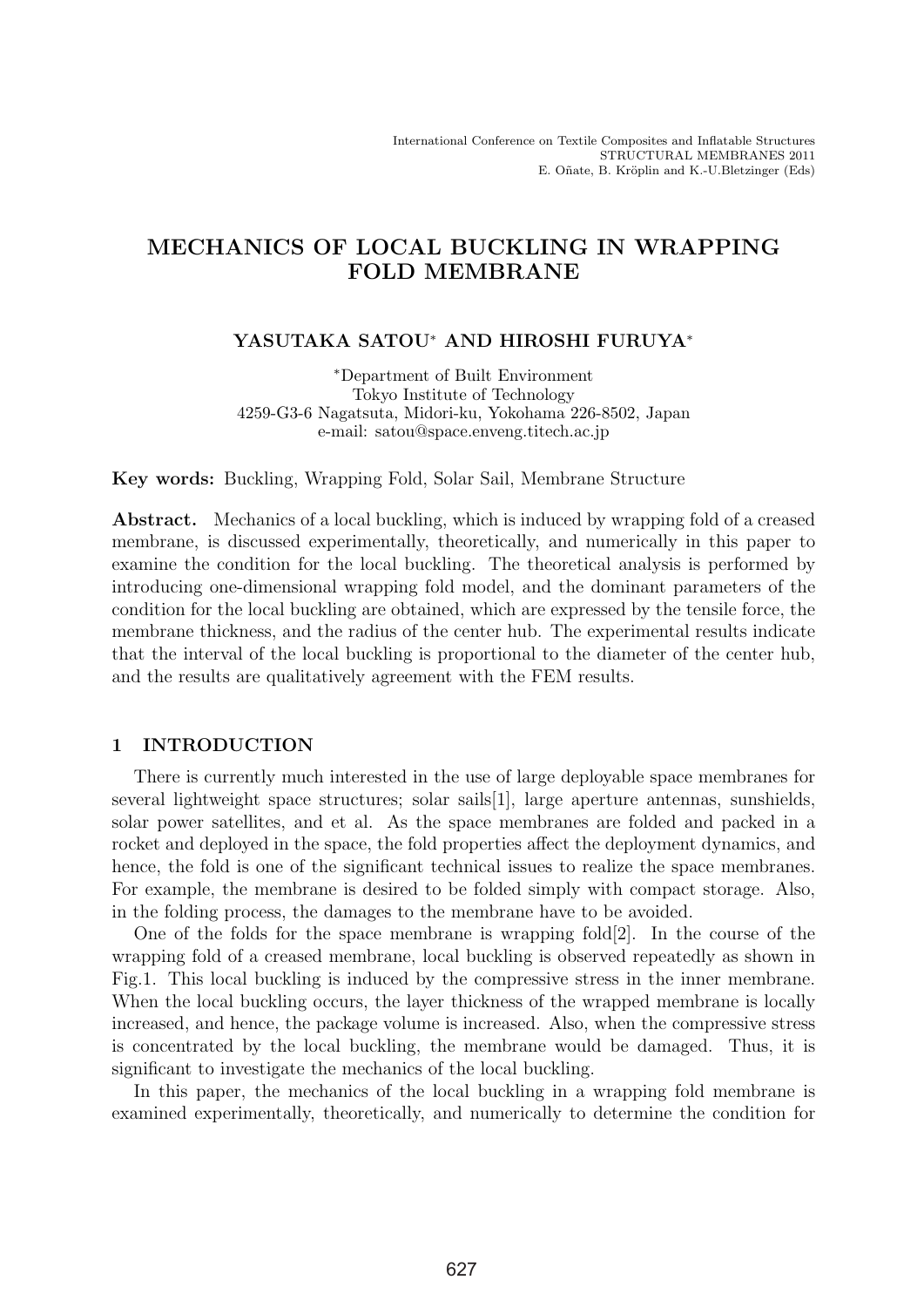International Conference on Textile Composites and Inflatable Structures
STRUCTURAL MEMBRANES 2011
E. Oñate, B. Kröplin and K.-U.Bletzinger (Eds)

# MECHANICS OF LOCAL BUCKLING IN WRAPPING FOLD MEMBRANE

**YASUTAKA SATOU* AND HIROSHI FURUYA***

*Department of Built Environment
Tokyo Institute of Technology
4259-G3-6 Nagatsuta, Midori-ku, Yokohama 226-8502, Japan
e-mail: satou@space.enveng.titech.ac.jp

**Key words:** Buckling, Wrapping Fold, Solar Sail, Membrane Structure

**Abstract.** Mechanics of a local buckling, which is induced by wrapping fold of a creased membrane, is discussed experimentally, theoretically, and numerically in this paper to examine the condition for the local buckling. The theoretical analysis is performed by introducing one-dimensional wrapping fold model, and the dominant parameters of the condition for the local buckling are obtained, which are expressed by the tensile force, the membrane thickness, and the radius of the center hub. The experimental results indicate that the interval of the local buckling is proportional to the diameter of the center hub, and the results are qualitatively agreement with the FEM results.

## 1 INTRODUCTION

There is currently much interested in the use of large deployable space membranes for several lightweight space structures; solar sails[1], large aperture antennas, sunshields, solar power satellites, and et al. As the space membranes are folded and packed in a rocket and deployed in the space, the fold properties affect the deployment dynamics, and hence, the fold is one of the significant technical issues to realize the space membranes. For example, the membrane is desired to be folded simply with compact storage. Also, in the folding process, the damages to the membrane have to be avoided.

One of the folds for the space membrane is wrapping fold[2]. In the course of the wrapping fold of a creased membrane, local buckling is observed repeatedly as shown in Fig.1. This local buckling is induced by the compressive stress in the inner membrane. When the local buckling occurs, the layer thickness of the wrapped membrane is locally increased, and hence, the package volume is increased. Also, when the compressive stress is concentrated by the local buckling, the membrane would be damaged. Thus, it is significant to investigate the mechanics of the local buckling.

In this paper, the mechanics of the local buckling in a wrapping fold membrane is examined experimentally, theoretically, and numerically to determine the condition for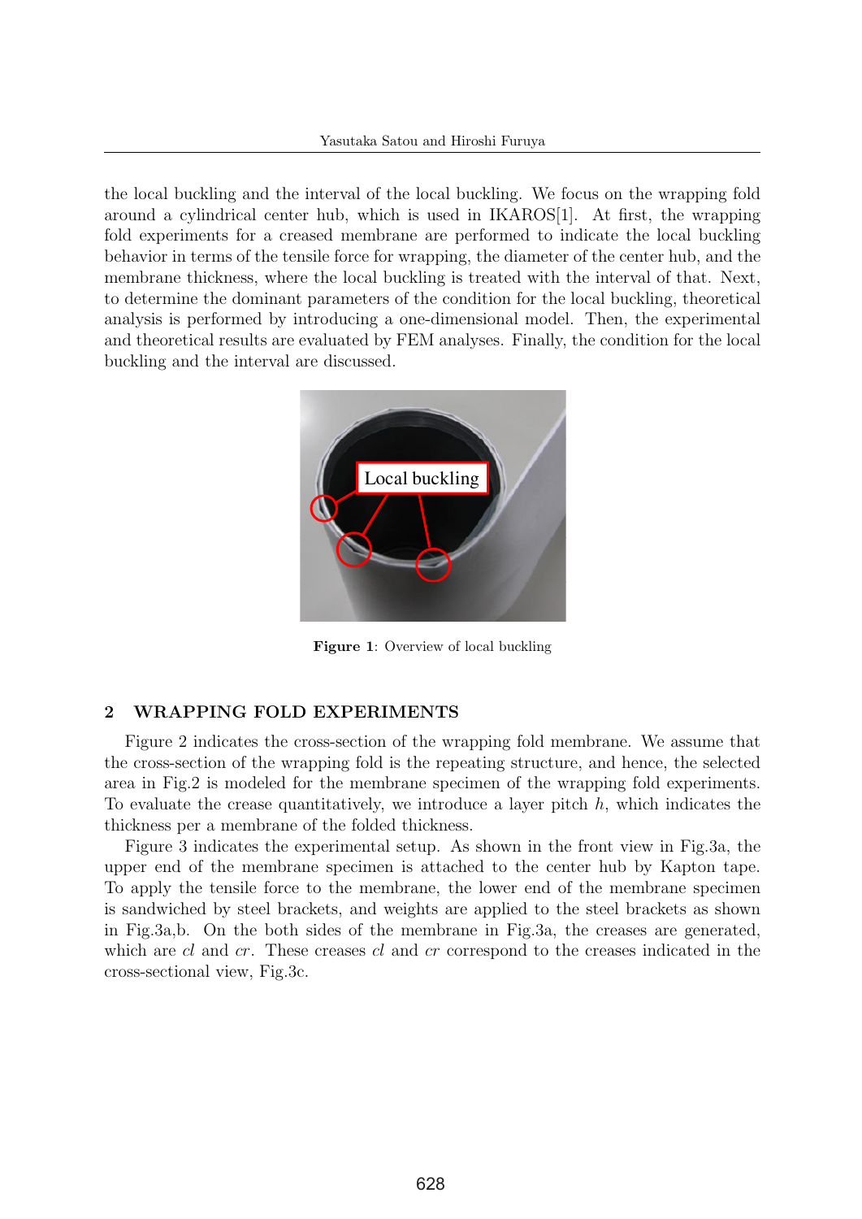the local buckling and the interval of the local buckling. We focus on the wrapping fold around a cylindrical center hub, which is used in IKAROS[1]. At first, the wrapping fold experiments for a creased membrane are performed to indicate the local buckling behavior in terms of the tensile force for wrapping, the diameter of the center hub, and the membrane thickness, where the local buckling is treated with the interval of that. Next, to determine the dominant parameters of the condition for the local buckling, theoretical analysis is performed by introducing a one-dimensional model. Then, the experimental and theoretical results are evaluated by FEM analyses. Finally, the condition for the local buckling and the interval are discussed.

**Figure 1**: Overview of local buckling

## 2 WRAPPING FOLD EXPERIMENTS

Figure 2 indicates the cross-section of the wrapping fold membrane. We assume that the cross-section of the wrapping fold is the repeating structure, and hence, the selected area in Fig.2 is modeled for the membrane specimen of the wrapping fold experiments. To evaluate the crease quantitatively, we introduce a layer pitch $h$, which indicates the thickness per a membrane of the folded thickness.

Figure 3 indicates the experimental setup. As shown in the front view in Fig.3a, the upper end of the membrane specimen is attached to the center hub by Kapton tape. To apply the tensile force to the membrane, the lower end of the membrane specimen is sandwiched by steel brackets, and weights are applied to the steel brackets as shown in Fig.3a,b. On the both sides of the membrane in Fig.3a, the creases are generated, which are $cl$ and $cr$. These creases $cl$ and $cr$ correspond to the creases indicated in the cross-sectional view, Fig.3c.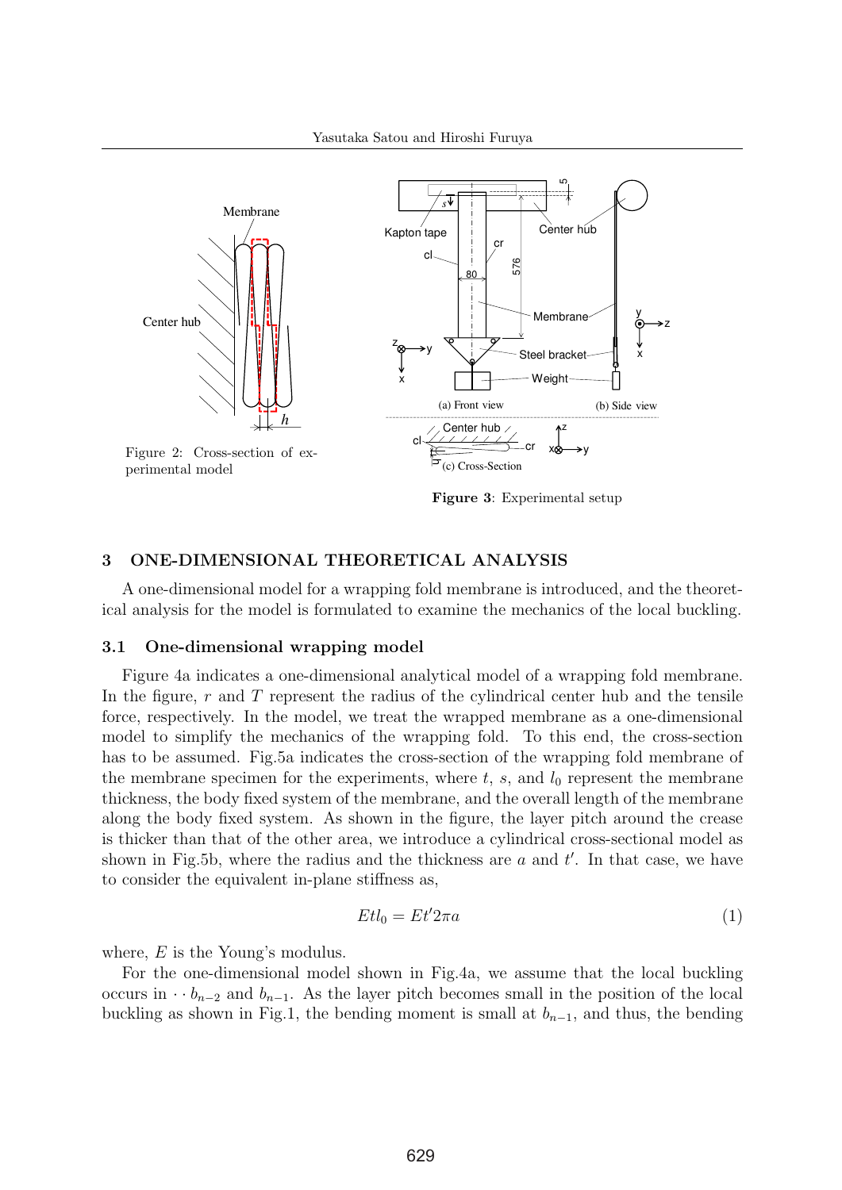Figure 2: Cross-section of experimental model

**Figure 3**: Experimental setup

## 3 ONE-DIMENSIONAL THEORETICAL ANALYSIS

A one-dimensional model for a wrapping fold membrane is introduced, and the theoretical analysis for the model is formulated to examine the mechanics of the local buckling.

### 3.1 One-dimensional wrapping model

Figure 4a indicates a one-dimensional analytical model of a wrapping fold membrane. In the figure, $r$ and $T$ represent the radius of the cylindrical center hub and the tensile force, respectively. In the model, we treat the wrapped membrane as a one-dimensional model to simplify the mechanics of the wrapping fold. To this end, the cross-section has to be assumed. Fig.5a indicates the cross-section of the wrapping fold membrane of the membrane specimen for the experiments, where $t$, $s$, and $l_0$ represent the membrane thickness, the body fixed system of the membrane, and the overall length of the membrane along the body fixed system. As shown in the figure, the layer pitch around the crease is thicker than that of the other area, we introduce a cylindrical cross-sectional model as shown in Fig.5b, where the radius and the thickness are $a$ and $t'$. In that case, we have to consider the equivalent in-plane stiffness as,

$$Etl_0 = Et'2\pi a \tag{1}$$

where, $E$ is the Young's modulus.

For the one-dimensional model shown in Fig.4a, we assume that the local buckling occurs in $\cdot\cdot b_{n-2}$ and $b_{n-1}$. As the layer pitch becomes small in the position of the local buckling as shown in Fig.1, the bending moment is small at $b_{n-1}$, and thus, the bending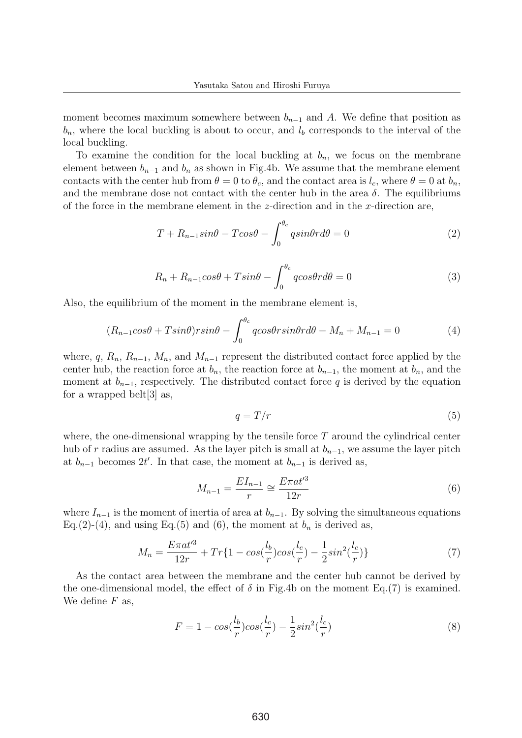moment becomes maximum somewhere between $b_{n-1}$ and $A$. We define that position as $b_n$, where the local buckling is about to occur, and $l_b$ corresponds to the interval of the local buckling.

To examine the condition for the local buckling at $b_n$, we focus on the membrane element between $b_{n-1}$ and $b_n$ as shown in Fig.4b. We assume that the membrane element contacts with the center hub from $\theta = 0$ to $\theta_c$, and the contact area is $l_c$, where $\theta = 0$ at $b_n$, and the membrane dose not contact with the center hub in the area $\delta$. The equilibriums of the force in the membrane element in the $z$-direction and in the $x$-direction are,

$$T + R_{n-1}sin\theta - Tcos\theta - \int_0^{\theta_c} q sin\theta r d\theta = 0 \tag{2}$$

$$R_n + R_{n-1}cos\theta + Tsin\theta - \int_0^{\theta_c} q cos\theta r d\theta = 0 \tag{3}$$

Also, the equilibrium of the moment in the membrane element is,

$$(R_{n-1}cos\theta + Tsin\theta)rsin\theta - \int_0^{\theta_c} q cos\theta r sin\theta r d\theta - M_n + M_{n-1} = 0 \tag{4}$$

where, $q$, $R_n$, $R_{n-1}$, $M_n$, and $M_{n-1}$ represent the distributed contact force applied by the center hub, the reaction force at $b_n$, the reaction force at $b_{n-1}$, the moment at $b_n$, and the moment at $b_{n-1}$, respectively. The distributed contact force $q$ is derived by the equation for a wrapped belt[3] as,

$$q = T/r \tag{5}$$

where, the one-dimensional wrapping by the tensile force $T$ around the cylindrical center hub of $r$ radius are assumed. As the layer pitch is small at $b_{n-1}$, we assume the layer pitch at $b_{n-1}$ becomes $2t'$. In that case, the moment at $b_{n-1}$ is derived as,

$$M_{n-1} = \frac{EI_{n-1}}{r} \cong \frac{E\pi a t'^3}{12r} \tag{6}$$

where $I_{n-1}$ is the moment of inertia of area at $b_{n-1}$. By solving the simultaneous equations Eq.(2)-(4), and using Eq.(5) and (6), the moment at $b_n$ is derived as,

$$M_n = \frac{E\pi a t'^3}{12r} + Tr\{1 - cos(\frac{l_b}{r})cos(\frac{l_c}{r}) - \frac{1}{2}sin^2(\frac{l_c}{r})\} \tag{7}$$

As the contact area between the membrane and the center hub cannot be derived by the one-dimensional model, the effect of $\delta$ in Fig.4b on the moment Eq.(7) is examined. We define $F$ as,

$$F = 1 - cos(\frac{l_b}{r})cos(\frac{l_c}{r}) - \frac{1}{2}sin^2(\frac{l_c}{r}) \tag{8}$$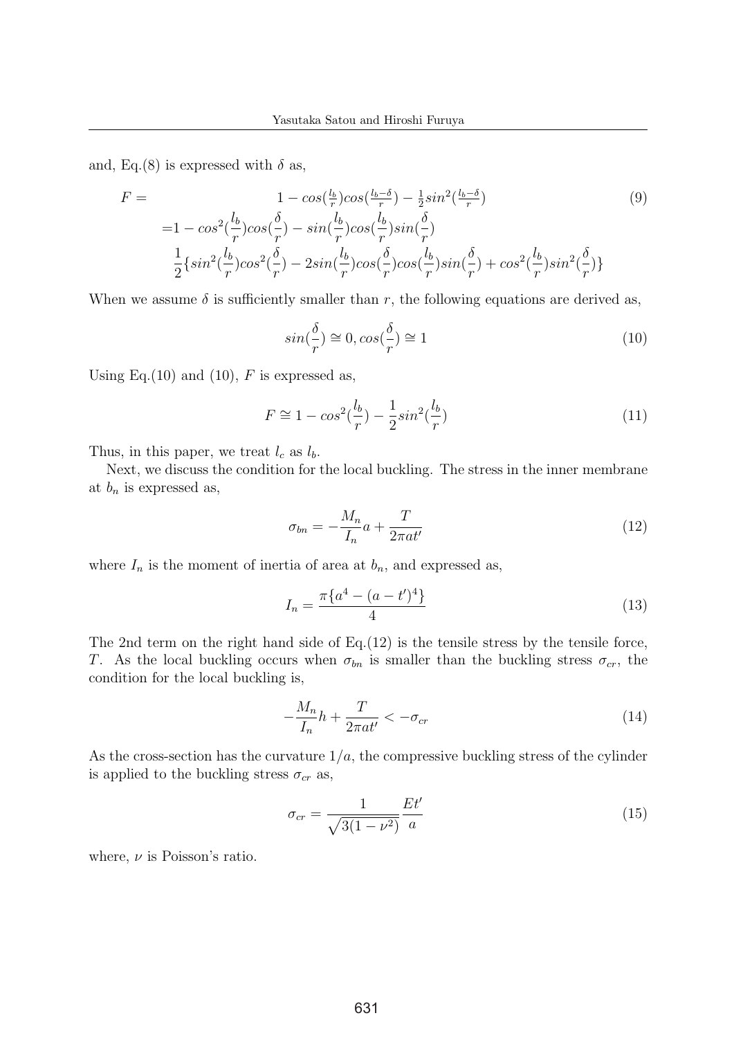and, Eq.(8) is expressed with $\delta$ as,

$$
\begin{aligned}
F = \quad & 1 - cos(\tfrac{l_b}{r})cos(\tfrac{l_b-\delta}{r}) - \tfrac{1}{2}sin^2(\tfrac{l_b-\delta}{r}) \\
=& 1 - cos^2(\frac{l_b}{r})cos(\frac{\delta}{r}) - sin(\frac{l_b}{r})cos(\frac{l_b}{r})sin(\frac{\delta}{r}) \\
& \frac{1}{2}\{sin^2(\frac{l_b}{r})cos^2(\frac{\delta}{r}) - 2sin(\frac{l_b}{r})cos(\frac{\delta}{r})cos(\frac{l_b}{r})sin(\frac{\delta}{r}) + cos^2(\frac{l_b}{r})sin^2(\frac{\delta}{r})\}
\end{aligned} \tag{9}
$$

When we assume $\delta$ is sufficiently smaller than $r$, the following equations are derived as,

$$
sin(\frac{\delta}{r}) \cong 0, cos(\frac{\delta}{r}) \cong 1 \tag{10}
$$

Using Eq.(10) and (10), $F$ is expressed as,

$$
F \cong 1 - cos^2(\frac{l_b}{r}) - \frac{1}{2}sin^2(\frac{l_b}{r}) \tag{11}
$$

Thus, in this paper, we treat $l_c$ as $l_b$.

Next, we discuss the condition for the local buckling. The stress in the inner membrane at $b_n$ is expressed as,

$$
\sigma_{bn} = -\frac{M_n}{I_n}a + \frac{T}{2\pi a t'} \tag{12}
$$

where $I_n$ is the moment of inertia of area at $b_n$, and expressed as,

$$
I_n = \frac{\pi\{a^4 - (a-t')^4\}}{4} \tag{13}
$$

The 2nd term on the right hand side of Eq.(12) is the tensile stress by the tensile force, $T$. As the local buckling occurs when $\sigma_{bn}$ is smaller than the buckling stress $\sigma_{cr}$, the condition for the local buckling is,

$$
-\frac{M_n}{I_n}h + \frac{T}{2\pi a t'} < -\sigma_{cr} \tag{14}
$$

As the cross-section has the curvature $1/a$, the compressive buckling stress of the cylinder is applied to the buckling stress $\sigma_{cr}$ as,

$$
\sigma_{cr} = \frac{1}{\sqrt{3(1-\nu^2)}}\frac{Et'}{a} \tag{15}
$$

where, $\nu$ is Poisson's ratio.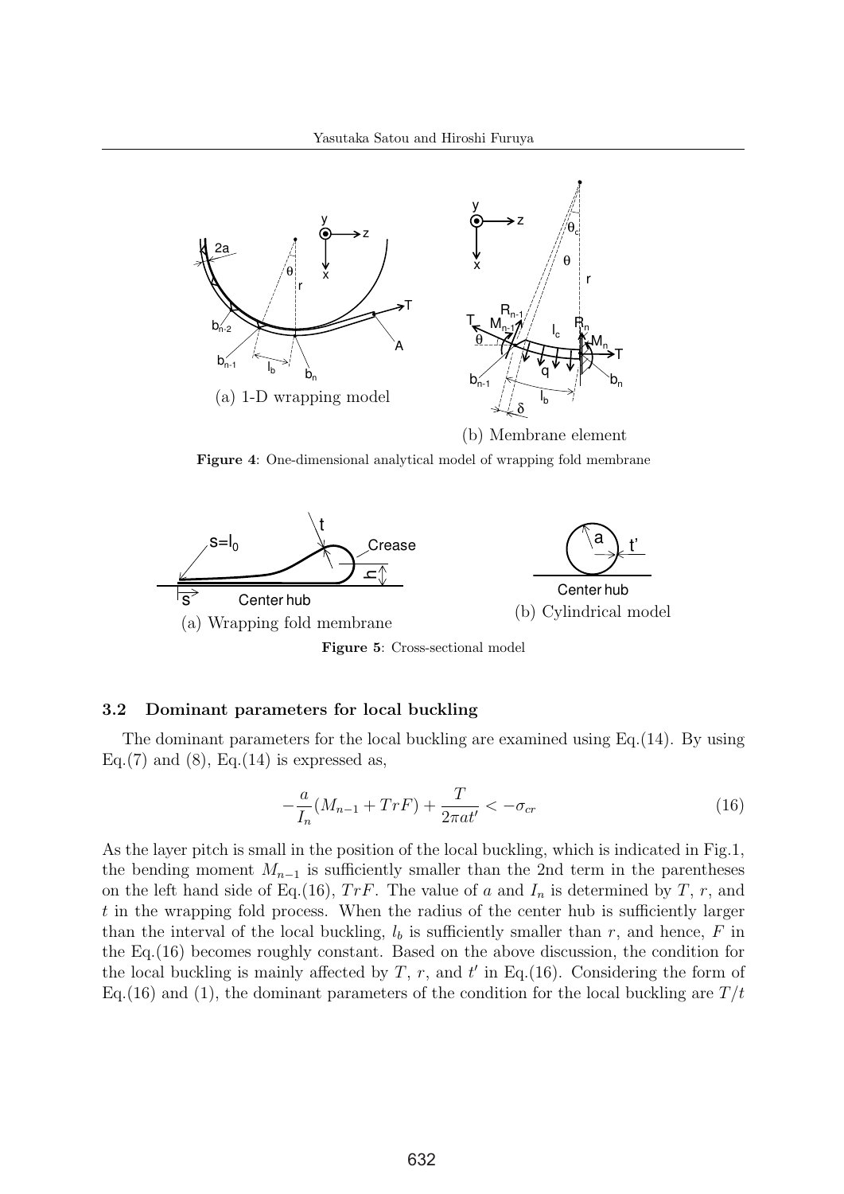(a) 1-D wrapping model

(b) Membrane element

**Figure 4**: One-dimensional analytical model of wrapping fold membrane

(a) Wrapping fold membrane

(b) Cylindrical model

**Figure 5**: Cross-sectional model

### 3.2 Dominant parameters for local buckling

The dominant parameters for the local buckling are examined using Eq.(14). By using Eq.(7) and (8), Eq.(14) is expressed as,

$$-\frac{a}{I_n}(M_{n-1} + TrF) + \frac{T}{2\pi a t'} < -\sigma_{cr} \tag{16}$$

As the layer pitch is small in the position of the local buckling, which is indicated in Fig.1, the bending moment $M_{n-1}$ is sufficiently smaller than the 2nd term in the parentheses on the left hand side of Eq.(16), $TrF$. The value of $a$ and $I_n$ is determined by $T$, $r$, and $t$ in the wrapping fold process. When the radius of the center hub is sufficiently larger than the interval of the local buckling, $l_b$ is sufficiently smaller than $r$, and hence, $F$ in the Eq.(16) becomes roughly constant. Based on the above discussion, the condition for the local buckling is mainly affected by $T$, $r$, and $t'$ in Eq.(16). Considering the form of Eq.(16) and (1), the dominant parameters of the condition for the local buckling are $T/t$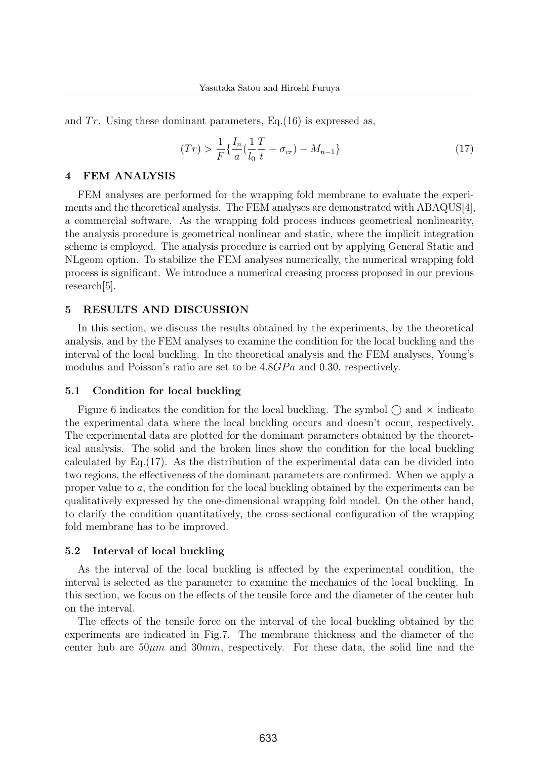and $Tr$. Using these dominant parameters, Eq.(16) is expressed as,

$$(Tr) > \frac{1}{F}\{\frac{I_n}{a}(\frac{1}{l_0}\frac{T}{t} + \sigma_{cr}) - M_{n-1}\} \tag{17}$$

## 4 FEM ANALYSIS

FEM analyses are performed for the wrapping fold membrane to evaluate the experiments and the theoretical analysis. The FEM analyses are demonstrated with ABAQUS[4], a commercial software. As the wrapping fold process induces geometrical nonlinearity, the analysis procedure is geometrical nonlinear and static, where the implicit integration scheme is employed. The analysis procedure is carried out by applying General Static and NLgeom option. To stabilize the FEM analyses numerically, the numerical wrapping fold process is significant. We introduce a numerical creasing process proposed in our previous research[5].

## 5 RESULTS AND DISCUSSION

In this section, we discuss the results obtained by the experiments, by the theoretical analysis, and by the FEM analyses to examine the condition for the local buckling and the interval of the local buckling. In the theoretical analysis and the FEM analyses, Young's modulus and Poisson's ratio are set to be $4.8GPa$ and 0.30, respectively.

### 5.1 Condition for local buckling

Figure 6 indicates the condition for the local buckling. The symbol $\bigcirc$ and $\times$ indicate the experimental data where the local buckling occurs and doesn't occur, respectively. The experimental data are plotted for the dominant parameters obtained by the theoretical analysis. The solid and the broken lines show the condition for the local buckling calculated by Eq.(17). As the distribution of the experimental data can be divided into two regions, the effectiveness of the dominant parameters are confirmed. When we apply a proper value to $a$, the condition for the local buckling obtained by the experiments can be qualitatively expressed by the one-dimensional wrapping fold model. On the other hand, to clarify the condition quantitatively, the cross-sectional configuration of the wrapping fold membrane has to be improved.

### 5.2 Interval of local buckling

As the interval of the local buckling is affected by the experimental condition, the interval is selected as the parameter to examine the mechanics of the local buckling. In this section, we focus on the effects of the tensile force and the diameter of the center hub on the interval.

The effects of the tensile force on the interval of the local buckling obtained by the experiments are indicated in Fig.7. The membrane thickness and the diameter of the center hub are $50\mu m$ and $30mm$, respectively. For these data, the solid line and the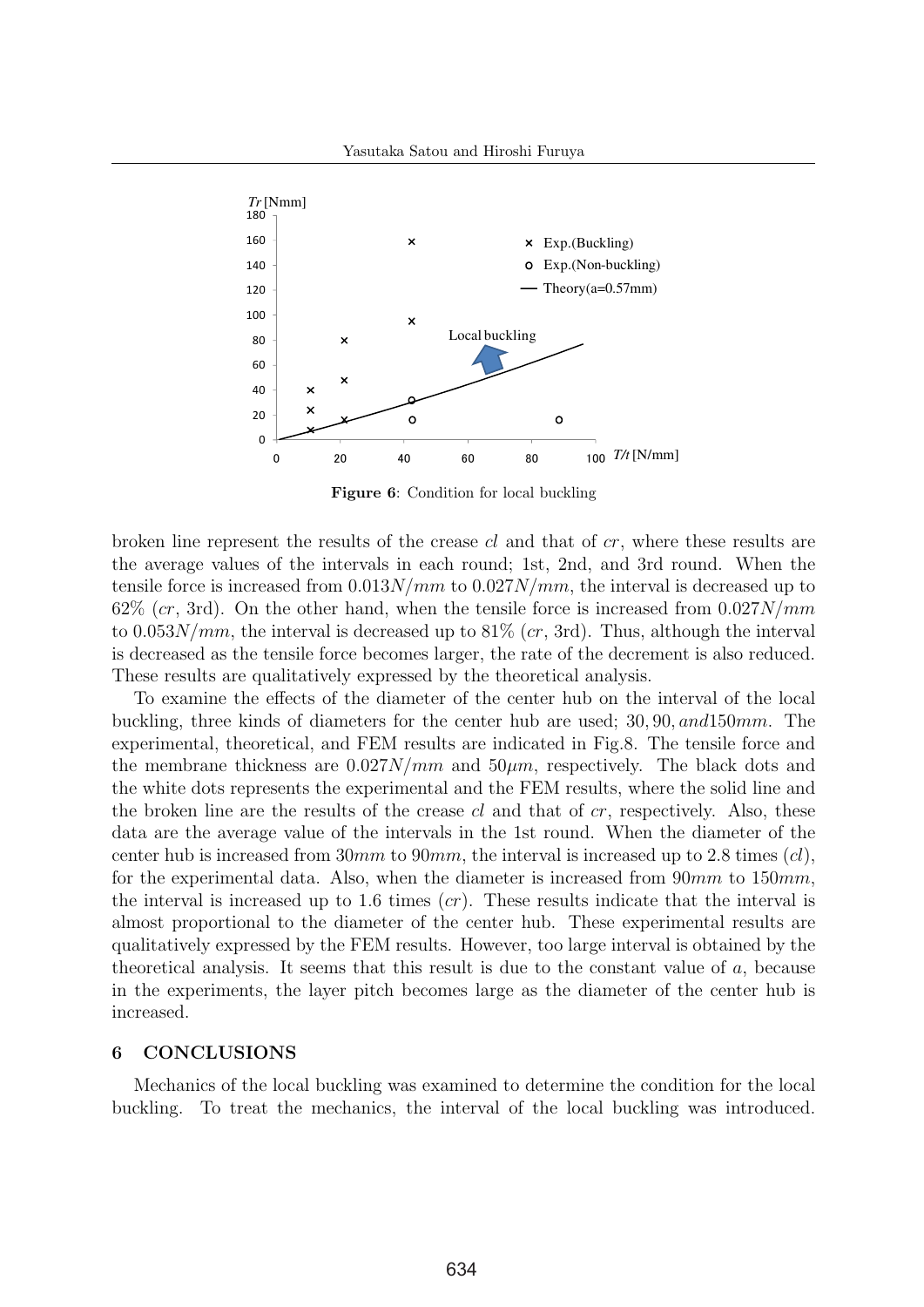Figure 6: Condition for local buckling

broken line represent the results of the crease $cl$ and that of $cr$, where these results are the average values of the intervals in each round; 1st, 2nd, and 3rd round. When the tensile force is increased from $0.013N/mm$ to $0.027N/mm$, the interval is decreased up to 62% ($cr$, 3rd). On the other hand, when the tensile force is increased from $0.027N/mm$ to $0.053N/mm$, the interval is decreased up to 81% ($cr$, 3rd). Thus, although the interval is decreased as the tensile force becomes larger, the rate of the decrement is also reduced. These results are qualitatively expressed by the theoretical analysis.

To examine the effects of the diameter of the center hub on the interval of the local buckling, three kinds of diameters for the center hub are used; $30, 90, and 150mm$. The experimental, theoretical, and FEM results are indicated in Fig.8. The tensile force and the membrane thickness are $0.027N/mm$ and $50\mu m$, respectively. The black dots and the white dots represents the experimental and the FEM results, where the solid line and the broken line are the results of the crease $cl$ and that of $cr$, respectively. Also, these data are the average value of the intervals in the 1st round. When the diameter of the center hub is increased from $30mm$ to $90mm$, the interval is increased up to 2.8 times ($cl$), for the experimental data. Also, when the diameter is increased from $90mm$ to $150mm$, the interval is increased up to 1.6 times ($cr$). These results indicate that the interval is almost proportional to the diameter of the center hub. These experimental results are qualitatively expressed by the FEM results. However, too large interval is obtained by the theoretical analysis. It seems that this result is due to the constant value of $a$, because in the experiments, the layer pitch becomes large as the diameter of the center hub is increased.

## 6 CONCLUSIONS

Mechanics of the local buckling was examined to determine the condition for the local buckling. To treat the mechanics, the interval of the local buckling was introduced.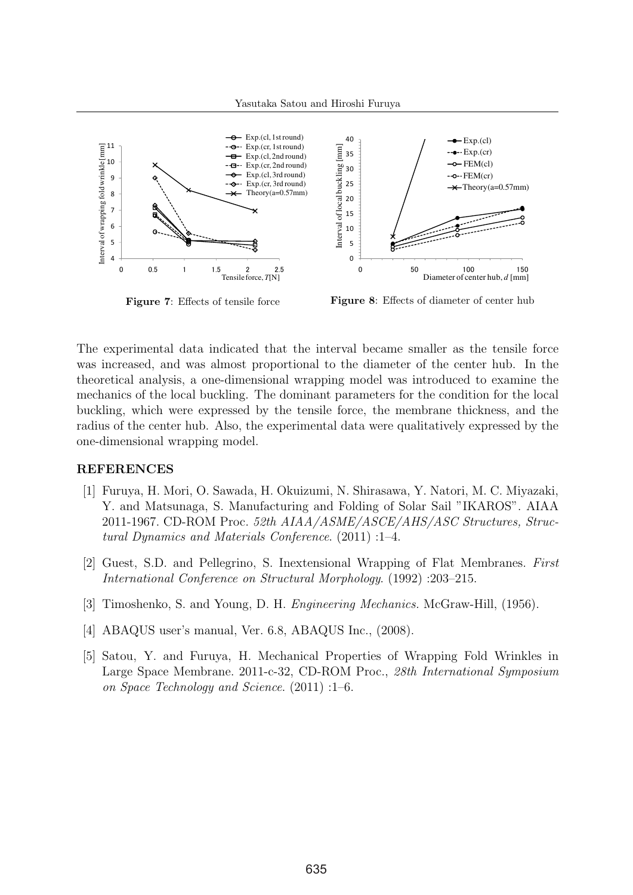Exp.(cl, 1st round)
Exp.(cr, 1st round)
Exp.(cl, 2nd round)
Exp.(cr, 2nd round)
Exp.(cl, 3rd round)
Exp.(cr, 3rd round)
Theory(a=0.57mm)

Interval of wrapping fold wrinkle [mm]

11
10
9
8
7
6
5
4

0 0.5 1 1.5 2 2.5

Tensile force, $T$[N]

**Figure 7**: Effects of tensile force

Exp.(cl)
Exp.(cr)
FEM(cl)
FEM(cr)
Theory(a=0.57mm)

Interval of local buckling [mm]

40
35
30
25
20
15
10
5
0

0 50 100 150

Diameter of center hub, $d$ [mm]

**Figure 8**: Effects of diameter of center hub

The experimental data indicated that the interval became smaller as the tensile force was increased, and was almost proportional to the diameter of the center hub. In the theoretical analysis, a one-dimensional wrapping model was introduced to examine the mechanics of the local buckling. The dominant parameters for the condition for the local buckling, which were expressed by the tensile force, the membrane thickness, and the radius of the center hub. Also, the experimental data were qualitatively expressed by the one-dimensional wrapping model.

## REFERENCES

[1] Furuya, H. Mori, O. Sawada, H. Okuizumi, N. Shirasawa, Y. Natori, M. C. Miyazaki, Y. and Matsunaga, S. Manufacturing and Folding of Solar Sail "IKAROS". AIAA 2011-1967. CD-ROM Proc. *52th AIAA/ASME/ASCE/AHS/ASC Structures, Structural Dynamics and Materials Conference*. (2011) :1–4.

[2] Guest, S.D. and Pellegrino, S. Inextensional Wrapping of Flat Membranes. *First International Conference on Structural Morphology*. (1992) :203–215.

[3] Timoshenko, S. and Young, D. H. *Engineering Mechanics*. McGraw-Hill, (1956).

[4] ABAQUS user's manual, Ver. 6.8, ABAQUS Inc., (2008).

[5] Satou, Y. and Furuya, H. Mechanical Properties of Wrapping Fold Wrinkles in Large Space Membrane. 2011-c-32, CD-ROM Proc., *28th International Symposium on Space Technology and Science*. (2011) :1–6.